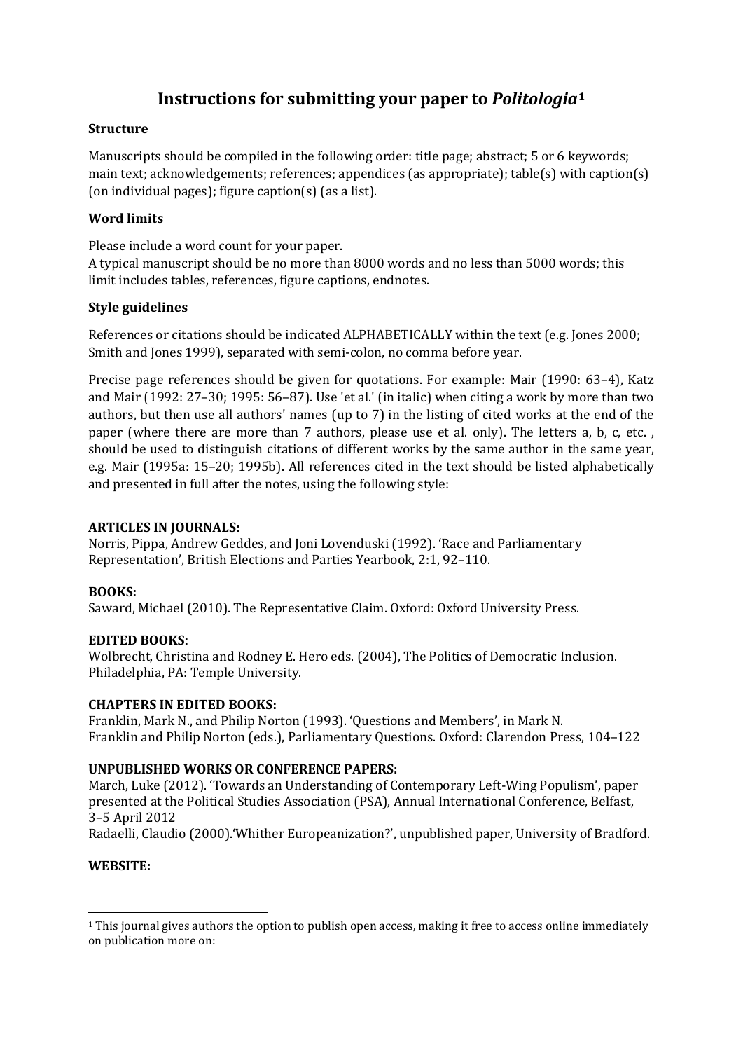# Instructions for submitting your paper to *Politologia*[1]

### Structure

Manuscripts should be compiled in the following order: title page; abstract; 5 or 6 keywords; main text; acknowledgements; references; appendices (as appropriate); table(s) with caption(s) (on individual pages); figure caption(s) (as a list).

### Word limits

Please include a word count for your paper.
A typical manuscript should be no more than 8000 words and no less than 5000 words; this limit includes tables, references, figure captions, endnotes.

### Style guidelines

References or citations should be indicated ALPHABETICALLY within the text (e.g. Jones 2000; Smith and Jones 1999), separated with semi-colon, no comma before year.

Precise page references should be given for quotations. For example: Mair (1990: 63–4), Katz and Mair (1992: 27–30; 1995: 56–87). Use 'et al.' (in italic) when citing a work by more than two authors, but then use all authors' names (up to 7) in the listing of cited works at the end of the paper (where there are more than 7 authors, please use et al. only). The letters a, b, c, etc. , should be used to distinguish citations of different works by the same author in the same year, e.g. Mair (1995a: 15–20; 1995b). All references cited in the text should be listed alphabetically and presented in full after the notes, using the following style:

**ARTICLES IN JOURNALS:**
Norris, Pippa, Andrew Geddes, and Joni Lovenduski (1992). 'Race and Parliamentary Representation', British Elections and Parties Yearbook, 2:1, 92–110.

**BOOKS:**
Saward, Michael (2010). The Representative Claim. Oxford: Oxford University Press.

**EDITED BOOKS:**
Wolbrecht, Christina and Rodney E. Hero eds. (2004), The Politics of Democratic Inclusion. Philadelphia, PA: Temple University.

**CHAPTERS IN EDITED BOOKS:**
Franklin, Mark N., and Philip Norton (1993). 'Questions and Members', in Mark N. Franklin and Philip Norton (eds.), Parliamentary Questions. Oxford: Clarendon Press, 104–122

**UNPUBLISHED WORKS OR CONFERENCE PAPERS:**
March, Luke (2012). 'Towards an Understanding of Contemporary Left-Wing Populism', paper presented at the Political Studies Association (PSA), Annual International Conference, Belfast, 3–5 April 2012
Radaelli, Claudio (2000).'Whither Europeanization?', unpublished paper, University of Bradford.

**WEBSITE:**

[1] This journal gives authors the option to publish open access, making it free to access online immediately on publication more on: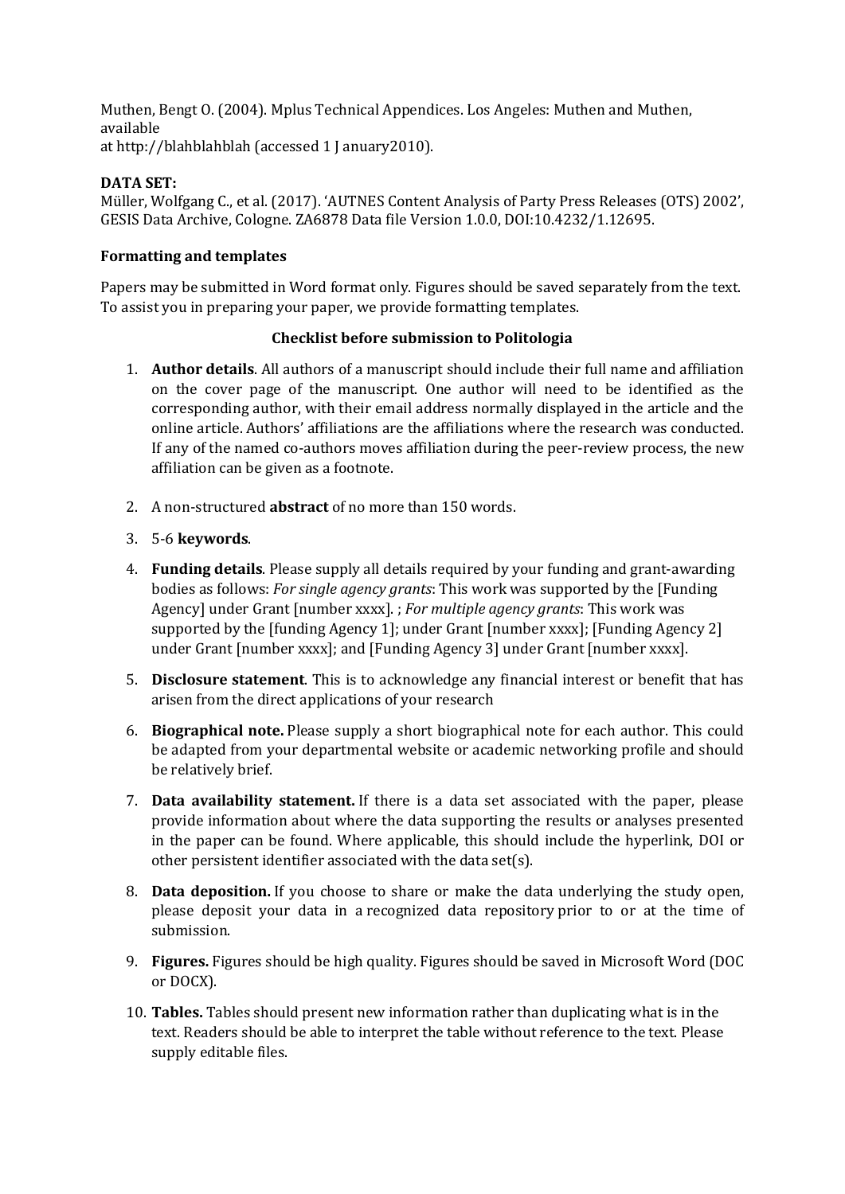Muthen, Bengt O. (2004). Mplus Technical Appendices. Los Angeles: Muthen and Muthen, available
at http://blahblahblah (accessed 1 J anuary2010).

**DATA SET:**
Müller, Wolfgang C., et al. (2017). 'AUTNES Content Analysis of Party Press Releases (OTS) 2002', GESIS Data Archive, Cologne. ZA6878 Data file Version 1.0.0, DOI:10.4232/1.12695.

**Formatting and templates**

Papers may be submitted in Word format only. Figures should be saved separately from the text. To assist you in preparing your paper, we provide formatting templates.

**Checklist before submission to Politologia**

1. **Author details**. All authors of a manuscript should include their full name and affiliation on the cover page of the manuscript. One author will need to be identified as the corresponding author, with their email address normally displayed in the article and the online article. Authors' affiliations are the affiliations where the research was conducted. If any of the named co-authors moves affiliation during the peer-review process, the new affiliation can be given as a footnote.

2. A non-structured **abstract** of no more than 150 words.

3. 5-6 **keywords**.

4. **Funding details**. Please supply all details required by your funding and grant-awarding bodies as follows: *For single agency grants*: This work was supported by the [Funding Agency] under Grant [number xxxx]. ; *For multiple agency grants*: This work was supported by the [funding Agency 1]; under Grant [number xxxx]; [Funding Agency 2] under Grant [number xxxx]; and [Funding Agency 3] under Grant [number xxxx].

5. **Disclosure statement**. This is to acknowledge any financial interest or benefit that has arisen from the direct applications of your research

6. **Biographical note.** Please supply a short biographical note for each author. This could be adapted from your departmental website or academic networking profile and should be relatively brief.

7. **Data availability statement.** If there is a data set associated with the paper, please provide information about where the data supporting the results or analyses presented in the paper can be found. Where applicable, this should include the hyperlink, DOI or other persistent identifier associated with the data set(s).

8. **Data deposition.** If you choose to share or make the data underlying the study open, please deposit your data in a recognized data repository prior to or at the time of submission.

9. **Figures.** Figures should be high quality. Figures should be saved in Microsoft Word (DOC or DOCX).

10. **Tables.** Tables should present new information rather than duplicating what is in the text. Readers should be able to interpret the table without reference to the text. Please supply editable files.